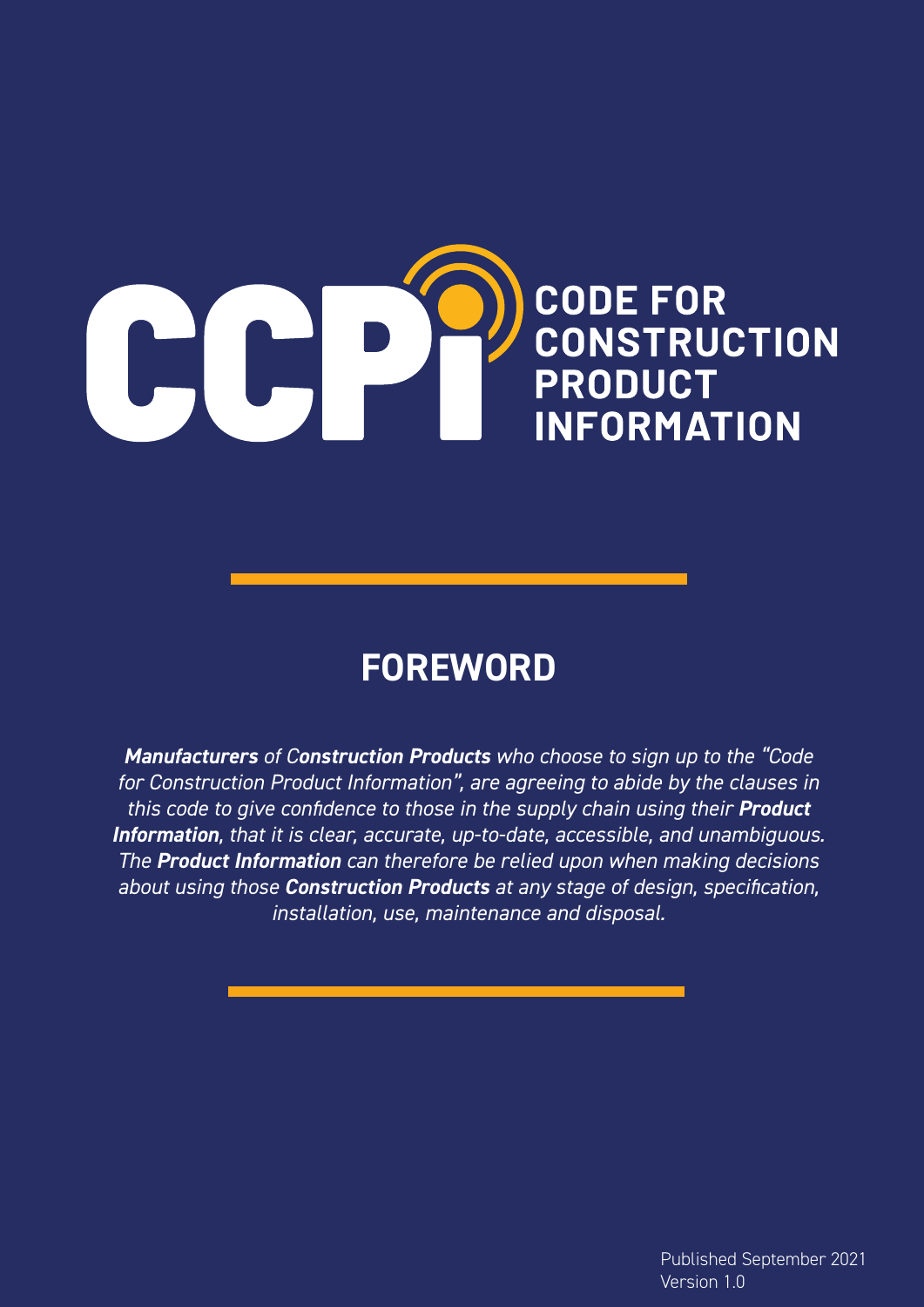# CCPi CODE FOR CONSTRUCTION PRODUCT INFORMATION

## FOREWORD

*__Manufacturers__ of __Construction Products__ who choose to sign up to the "Code for Construction Product Information", are agreeing to abide by the clauses in this code to give confidence to those in the supply chain using their __Product Information__, that it is clear, accurate, up-to-date, accessible, and unambiguous. The __Product Information__ can therefore be relied upon when making decisions about using those __Construction Products__ at any stage of design, specification, installation, use, maintenance and disposal.*

Published September 2021
Version 1.0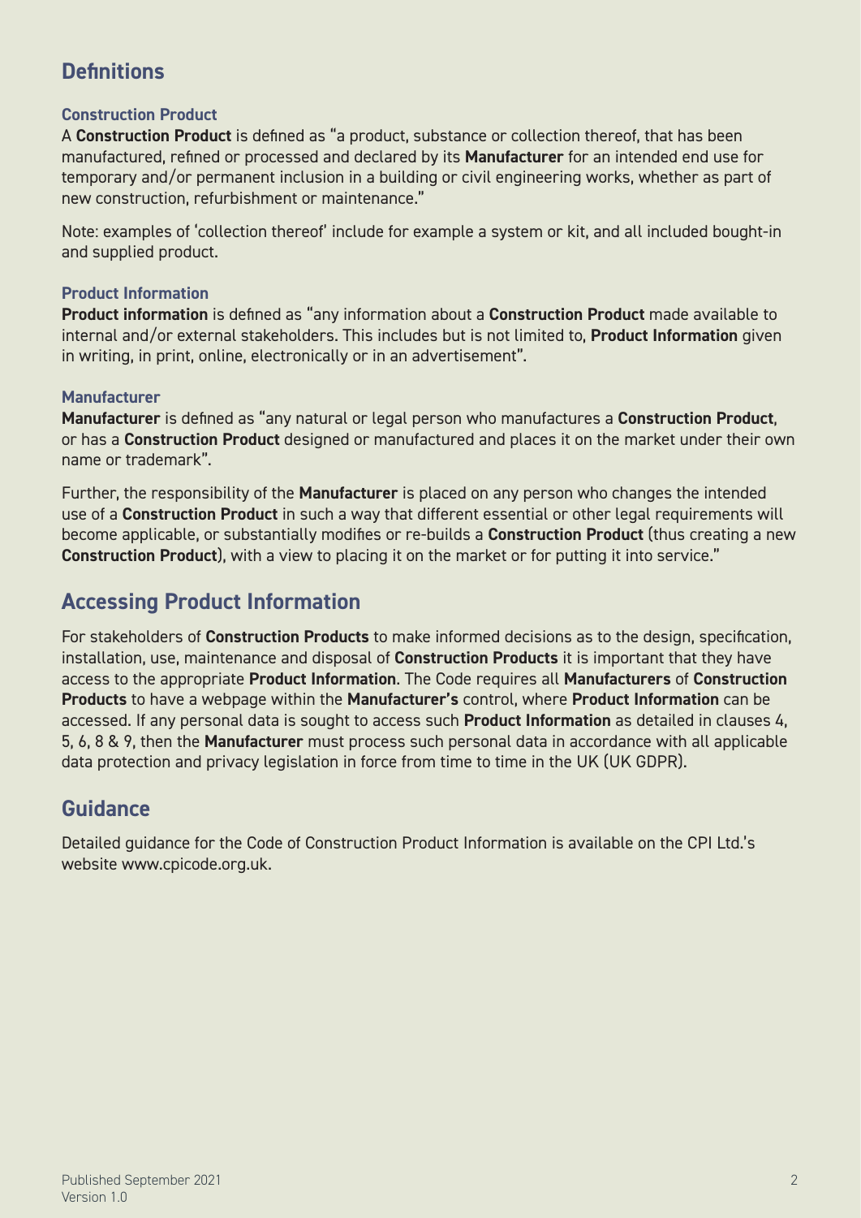## Definitions

### Construction Product

A **Construction Product** is defined as "a product, substance or collection thereof, that has been manufactured, refined or processed and declared by its **Manufacturer** for an intended end use for temporary and/or permanent inclusion in a building or civil engineering works, whether as part of new construction, refurbishment or maintenance."

Note: examples of 'collection thereof' include for example a system or kit, and all included bought-in and supplied product.

### Product Information

**Product information** is defined as "any information about a **Construction Product** made available to internal and/or external stakeholders. This includes but is not limited to, **Product Information** given in writing, in print, online, electronically or in an advertisement".

### Manufacturer

**Manufacturer** is defined as "any natural or legal person who manufactures a **Construction Product**, or has a **Construction Product** designed or manufactured and places it on the market under their own name or trademark".

Further, the responsibility of the **Manufacturer** is placed on any person who changes the intended use of a **Construction Product** in such a way that different essential or other legal requirements will become applicable, or substantially modifies or re-builds a **Construction Product** (thus creating a new **Construction Product**), with a view to placing it on the market or for putting it into service."

## Accessing Product Information

For stakeholders of **Construction Products** to make informed decisions as to the design, specification, installation, use, maintenance and disposal of **Construction Products** it is important that they have access to the appropriate **Product Information**. The Code requires all **Manufacturers** of **Construction Products** to have a webpage within the **Manufacturer's** control, where **Product Information** can be accessed. If any personal data is sought to access such **Product Information** as detailed in clauses 4, 5, 6, 8 & 9, then the **Manufacturer** must process such personal data in accordance with all applicable data protection and privacy legislation in force from time to time in the UK (UK GDPR).

## Guidance

Detailed guidance for the Code of Construction Product Information is available on the CPI Ltd.'s website www.cpicode.org.uk.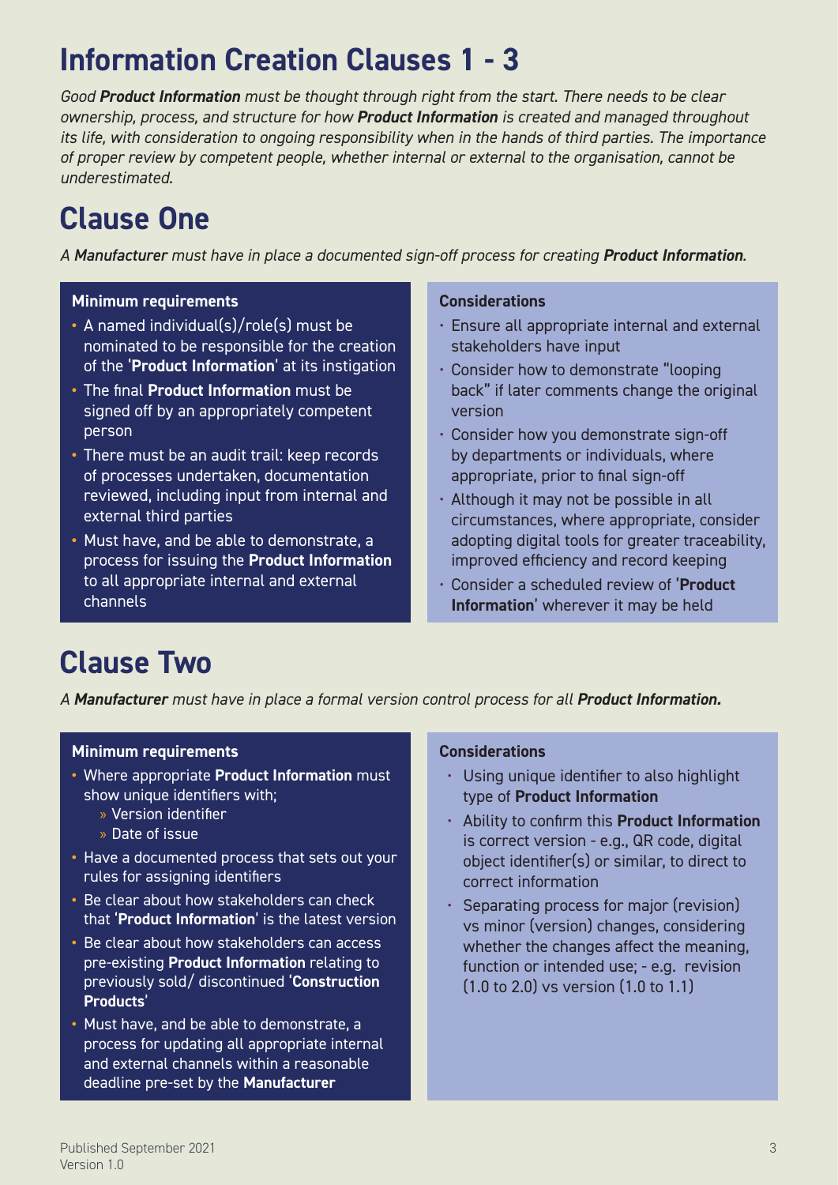# Information Creation Clauses 1 - 3

*Good **Product Information** must be thought through right from the start. There needs to be clear ownership, process, and structure for how **Product Information** is created and managed throughout its life, with consideration to ongoing responsibility when in the hands of third parties. The importance of proper review by competent people, whether internal or external to the organisation, cannot be underestimated.*

## Clause One

*A **Manufacturer** must have in place a documented sign-off process for creating **Product Information**.*

**Minimum requirements**

- A named individual(s)/role(s) must be nominated to be responsible for the creation of the '**Product Information**' at its instigation
- The final **Product Information** must be signed off by an appropriately competent person
- There must be an audit trail: keep records of processes undertaken, documentation reviewed, including input from internal and external third parties
- Must have, and be able to demonstrate, a process for issuing the **Product Information** to all appropriate internal and external channels

**Considerations**

- Ensure all appropriate internal and external stakeholders have input
- Consider how to demonstrate "looping back" if later comments change the original version
- Consider how you demonstrate sign-off by departments or individuals, where appropriate, prior to final sign-off
- Although it may not be possible in all circumstances, where appropriate, consider adopting digital tools for greater traceability, improved efficiency and record keeping
- Consider a scheduled review of '**Product Information**' wherever it may be held

## Clause Two

*A **Manufacturer** must have in place a formal version control process for all **Product Information.***

**Minimum requirements**

- Where appropriate **Product Information** must show unique identifiers with;
  - Version identifier
  - Date of issue
- Have a documented process that sets out your rules for assigning identifiers
- Be clear about how stakeholders can check that '**Product Information**' is the latest version
- Be clear about how stakeholders can access pre-existing **Product Information** relating to previously sold/ discontinued '**Construction Products**'
- Must have, and be able to demonstrate, a process for updating all appropriate internal and external channels within a reasonable deadline pre-set by the **Manufacturer**

**Considerations**

- Using unique identifier to also highlight type of **Product Information**
- Ability to confirm this **Product Information** is correct version - e.g., QR code, digital object identifier(s) or similar, to direct to correct information
- Separating process for major (revision) vs minor (version) changes, considering whether the changes affect the meaning, function or intended use; - e.g. revision (1.0 to 2.0) vs version (1.0 to 1.1)

Published September 2021
Version 1.0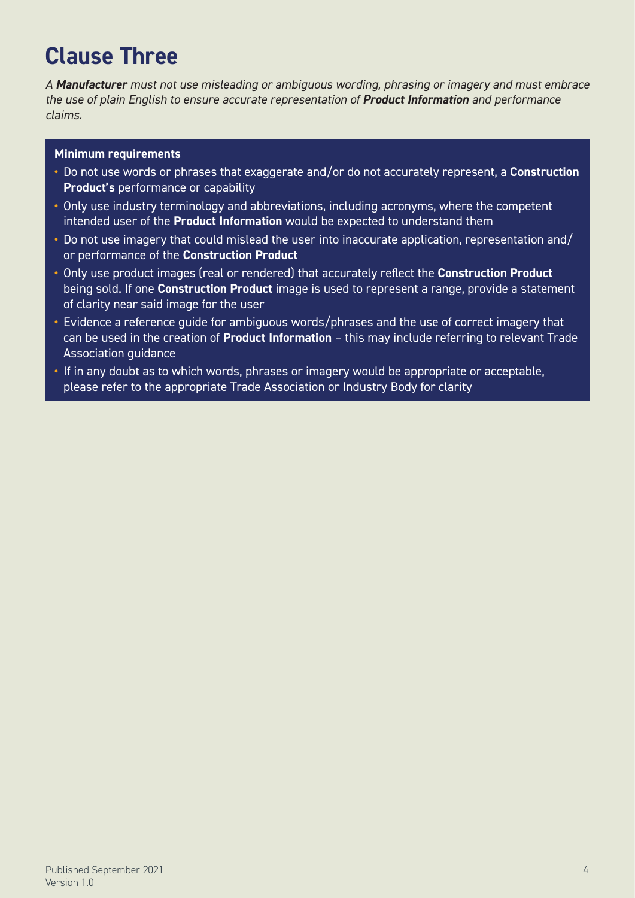# Clause Three

*A **Manufacturer** must not use misleading or ambiguous wording, phrasing or imagery and must embrace the use of plain English to ensure accurate representation of **Product Information** and performance claims.*

**Minimum requirements**

- Do not use words or phrases that exaggerate and/or do not accurately represent, a **Construction Product's** performance or capability
- Only use industry terminology and abbreviations, including acronyms, where the competent intended user of the **Product Information** would be expected to understand them
- Do not use imagery that could mislead the user into inaccurate application, representation and/or performance of the **Construction Product**
- Only use product images (real or rendered) that accurately reflect the **Construction Product** being sold. If one **Construction Product** image is used to represent a range, provide a statement of clarity near said image for the user
- Evidence a reference guide for ambiguous words/phrases and the use of correct imagery that can be used in the creation of **Product Information** – this may include referring to relevant Trade Association guidance
- If in any doubt as to which words, phrases or imagery would be appropriate or acceptable, please refer to the appropriate Trade Association or Industry Body for clarity

Published September 2021
Version 1.0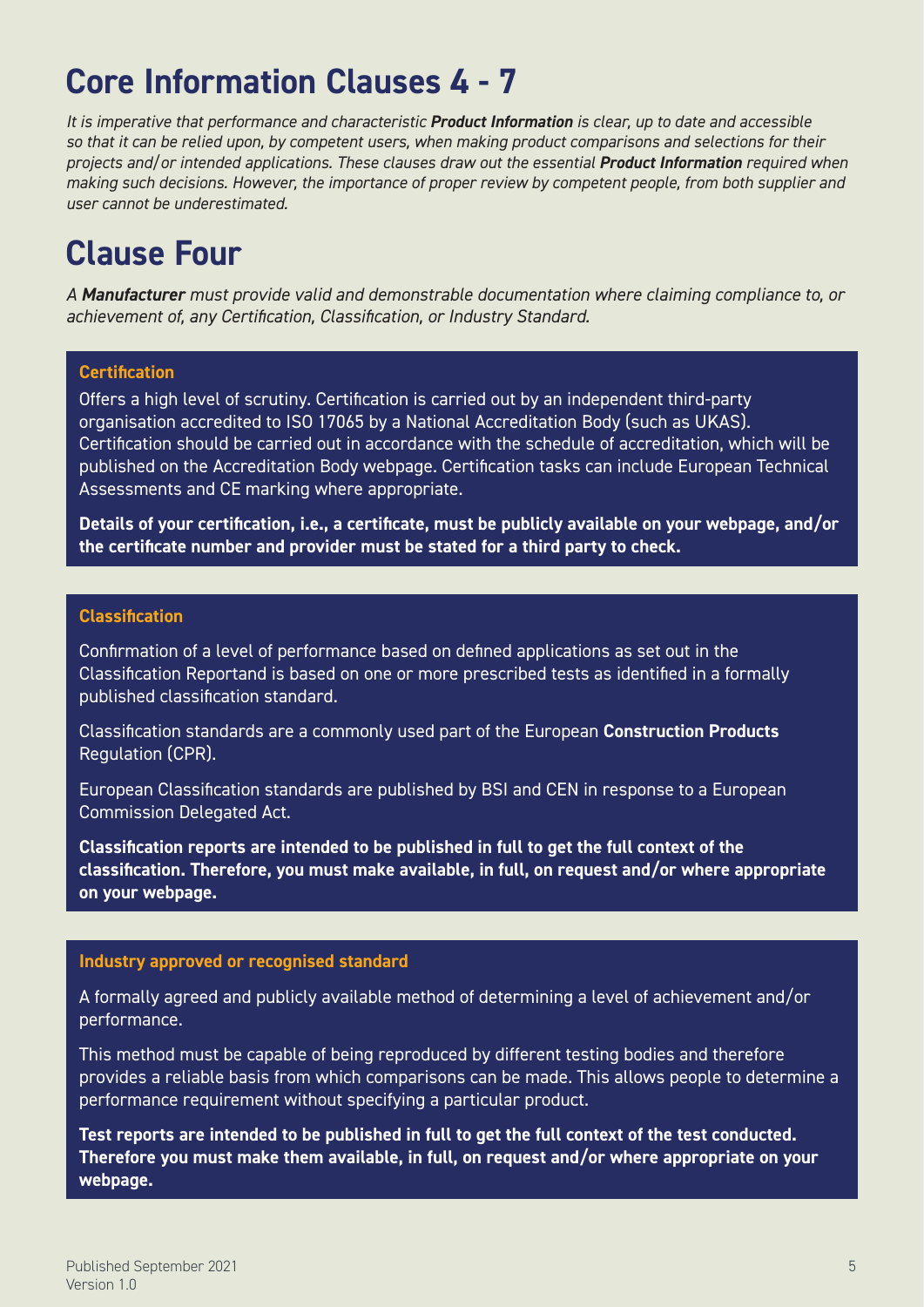# Core Information Clauses 4 - 7

*It is imperative that performance and characteristic **Product Information** is clear, up to date and accessible so that it can be relied upon, by competent users, when making product comparisons and selections for their projects and/or intended applications. These clauses draw out the essential **Product Information** required when making such decisions. However, the importance of proper review by competent people, from both supplier and user cannot be underestimated.*

# Clause Four

*A **Manufacturer** must provide valid and demonstrable documentation where claiming compliance to, or achievement of, any Certification, Classification, or Industry Standard.*

### Certification

Offers a high level of scrutiny. Certification is carried out by an independent third-party organisation accredited to ISO 17065 by a National Accreditation Body (such as UKAS). Certification should be carried out in accordance with the schedule of accreditation, which will be published on the Accreditation Body webpage. Certification tasks can include European Technical Assessments and CE marking where appropriate.

**Details of your certification, i.e., a certificate, must be publicly available on your webpage, and/or the certificate number and provider must be stated for a third party to check.**

### Classification

Confirmation of a level of performance based on defined applications as set out in the Classification Reportand is based on one or more prescribed tests as identified in a formally published classification standard.

Classification standards are a commonly used part of the European **Construction Products** Regulation (CPR).

European Classification standards are published by BSI and CEN in response to a European Commission Delegated Act.

**Classification reports are intended to be published in full to get the full context of the classification. Therefore, you must make available, in full, on request and/or where appropriate on your webpage.**

### Industry approved or recognised standard

A formally agreed and publicly available method of determining a level of achievement and/or performance.

This method must be capable of being reproduced by different testing bodies and therefore provides a reliable basis from which comparisons can be made. This allows people to determine a performance requirement without specifying a particular product.

**Test reports are intended to be published in full to get the full context of the test conducted. Therefore you must make them available, in full, on request and/or where appropriate on your webpage.**

Published September 2021
Version 1.0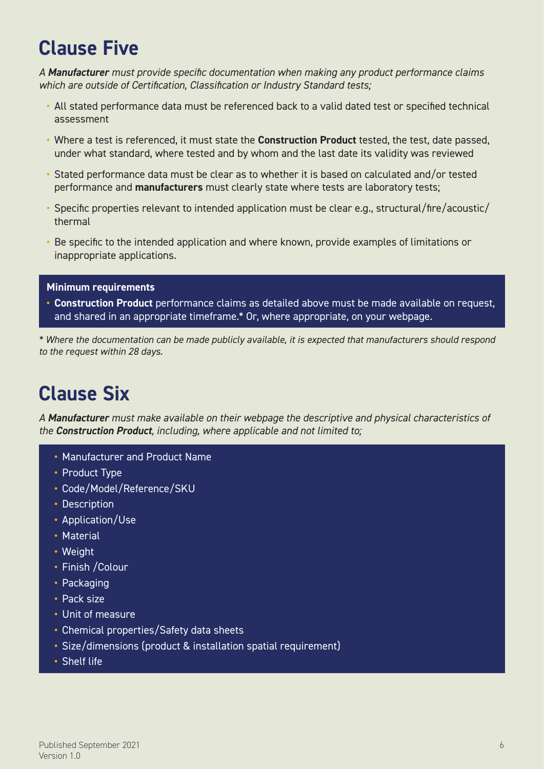## Clause Five

*A **Manufacturer** must provide specific documentation when making any product performance claims which are outside of Certification, Classification or Industry Standard tests;*

- All stated performance data must be referenced back to a valid dated test or specified technical assessment
- Where a test is referenced, it must state the **Construction Product** tested, the test, date passed, under what standard, where tested and by whom and the last date its validity was reviewed
- Stated performance data must be clear as to whether it is based on calculated and/or tested performance and **manufacturers** must clearly state where tests are laboratory tests;
- Specific properties relevant to intended application must be clear e.g., structural/fire/acoustic/thermal
- Be specific to the intended application and where known, provide examples of limitations or inappropriate applications.

**Minimum requirements**

- **Construction Product** performance claims as detailed above must be made available on request, and shared in an appropriate timeframe.* Or, where appropriate, on your webpage.

*\* Where the documentation can be made publicly available, it is expected that manufacturers should respond to the request within 28 days.*

## Clause Six

*A **Manufacturer** must make available on their webpage the descriptive and physical characteristics of the **Construction Product**, including, where applicable and not limited to;*

- Manufacturer and Product Name
- Product Type
- Code/Model/Reference/SKU
- Description
- Application/Use
- Material
- Weight
- Finish /Colour
- Packaging
- Pack size
- Unit of measure
- Chemical properties/Safety data sheets
- Size/dimensions (product & installation spatial requirement)
- Shelf life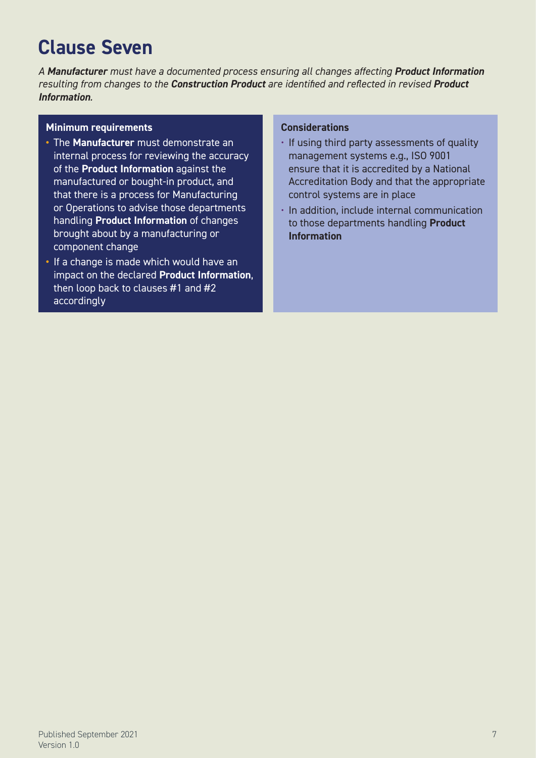# Clause Seven

*A **Manufacturer** must have a documented process ensuring all changes affecting **Product Information** resulting from changes to the **Construction Product** are identified and reflected in revised **Product Information**.*

**Minimum requirements**

- The **Manufacturer** must demonstrate an internal process for reviewing the accuracy of the **Product Information** against the manufactured or bought-in product, and that there is a process for Manufacturing or Operations to advise those departments handling **Product Information** of changes brought about by a manufacturing or component change
- If a change is made which would have an impact on the declared **Product Information**, then loop back to clauses #1 and #2 accordingly

**Considerations**

- If using third party assessments of quality management systems e.g., ISO 9001 ensure that it is accredited by a National Accreditation Body and that the appropriate control systems are in place
- In addition, include internal communication to those departments handling **Product Information**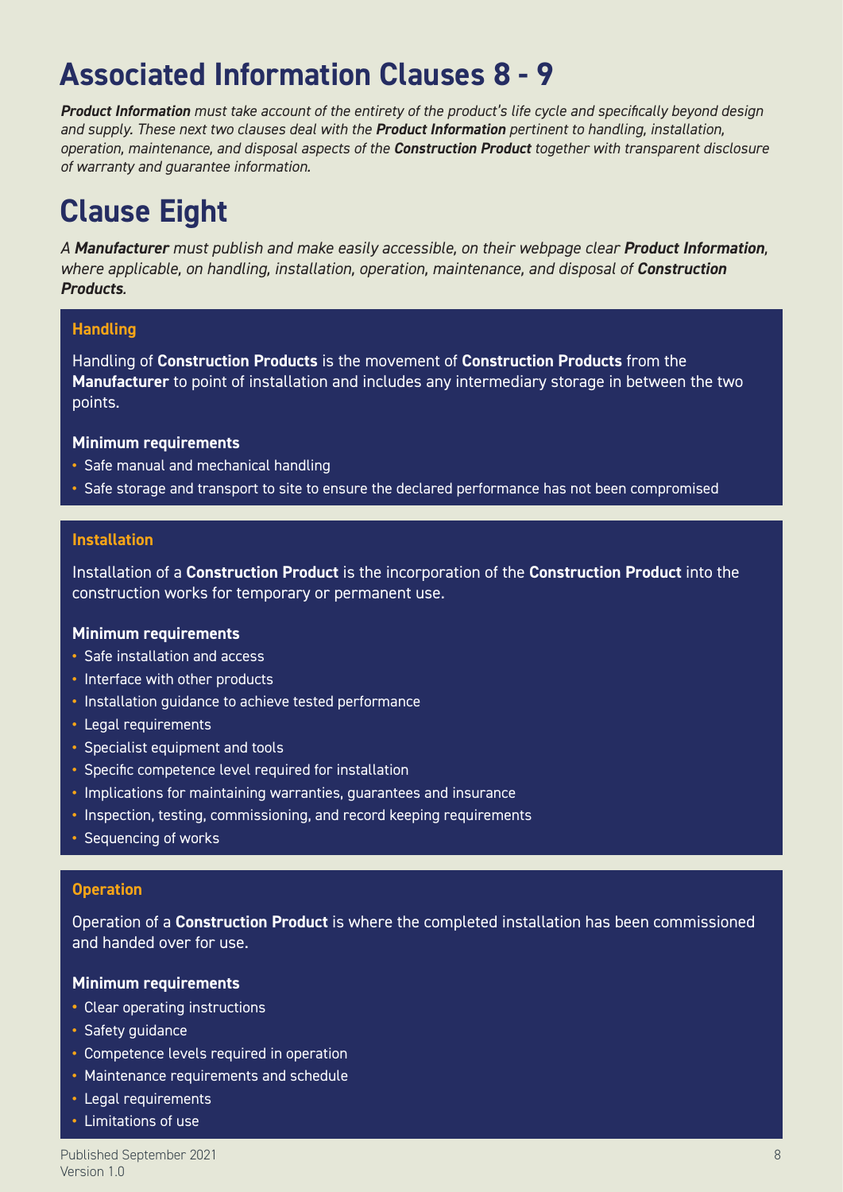# Associated Information Clauses 8 - 9

***Product Information*** *must take account of the entirety of the product's life cycle and specifically beyond design and supply. These next two clauses deal with the* ***Product Information*** *pertinent to handling, installation, operation, maintenance, and disposal aspects of the* ***Construction Product*** *together with transparent disclosure of warranty and guarantee information.*

# Clause Eight

*A* ***Manufacturer*** *must publish and make easily accessible, on their webpage clear* ***Product Information****, where applicable, on handling, installation, operation, maintenance, and disposal of* ***Construction Products****.*

### Handling

Handling of **Construction Products** is the movement of **Construction Products** from the **Manufacturer** to point of installation and includes any intermediary storage in between the two points.

**Minimum requirements**

- Safe manual and mechanical handling
- Safe storage and transport to site to ensure the declared performance has not been compromised

### Installation

Installation of a **Construction Product** is the incorporation of the **Construction Product** into the construction works for temporary or permanent use.

**Minimum requirements**

- Safe installation and access
- Interface with other products
- Installation guidance to achieve tested performance
- Legal requirements
- Specialist equipment and tools
- Specific competence level required for installation
- Implications for maintaining warranties, guarantees and insurance
- Inspection, testing, commissioning, and record keeping requirements
- Sequencing of works

### Operation

Operation of a **Construction Product** is where the completed installation has been commissioned and handed over for use.

**Minimum requirements**

- Clear operating instructions
- Safety guidance
- Competence levels required in operation
- Maintenance requirements and schedule
- Legal requirements
- Limitations of use

Published September 2021
Version 1.0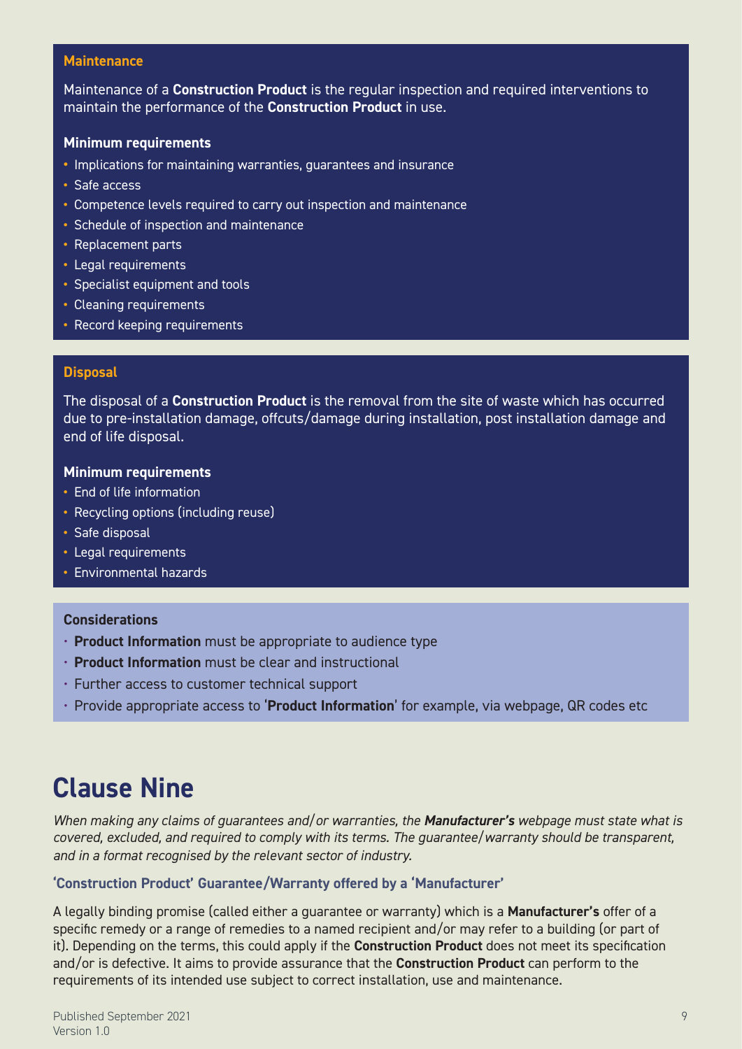### Maintenance

Maintenance of a **Construction Product** is the regular inspection and required interventions to maintain the performance of the **Construction Product** in use.

**Minimum requirements**

- Implications for maintaining warranties, guarantees and insurance
- Safe access
- Competence levels required to carry out inspection and maintenance
- Schedule of inspection and maintenance
- Replacement parts
- Legal requirements
- Specialist equipment and tools
- Cleaning requirements
- Record keeping requirements

### Disposal

The disposal of a **Construction Product** is the removal from the site of waste which has occurred due to pre-installation damage, offcuts/damage during installation, post installation damage and end of life disposal.

**Minimum requirements**

- End of life information
- Recycling options (including reuse)
- Safe disposal
- Legal requirements
- Environmental hazards

**Considerations**

- **Product Information** must be appropriate to audience type
- **Product Information** must be clear and instructional
- Further access to customer technical support
- Provide appropriate access to '**Product Information**' for example, via webpage, QR codes etc

# Clause Nine

*When making any claims of guarantees and/or warranties, the **Manufacturer's** webpage must state what is covered, excluded, and required to comply with its terms. The guarantee/warranty should be transparent, and in a format recognised by the relevant sector of industry.*

### 'Construction Product' Guarantee/Warranty offered by a 'Manufacturer'

A legally binding promise (called either a guarantee or warranty) which is a **Manufacturer's** offer of a specific remedy or a range of remedies to a named recipient and/or may refer to a building (or part of it). Depending on the terms, this could apply if the **Construction Product** does not meet its specification and/or is defective. It aims to provide assurance that the **Construction Product** can perform to the requirements of its intended use subject to correct installation, use and maintenance.

Published September 2021
Version 1.0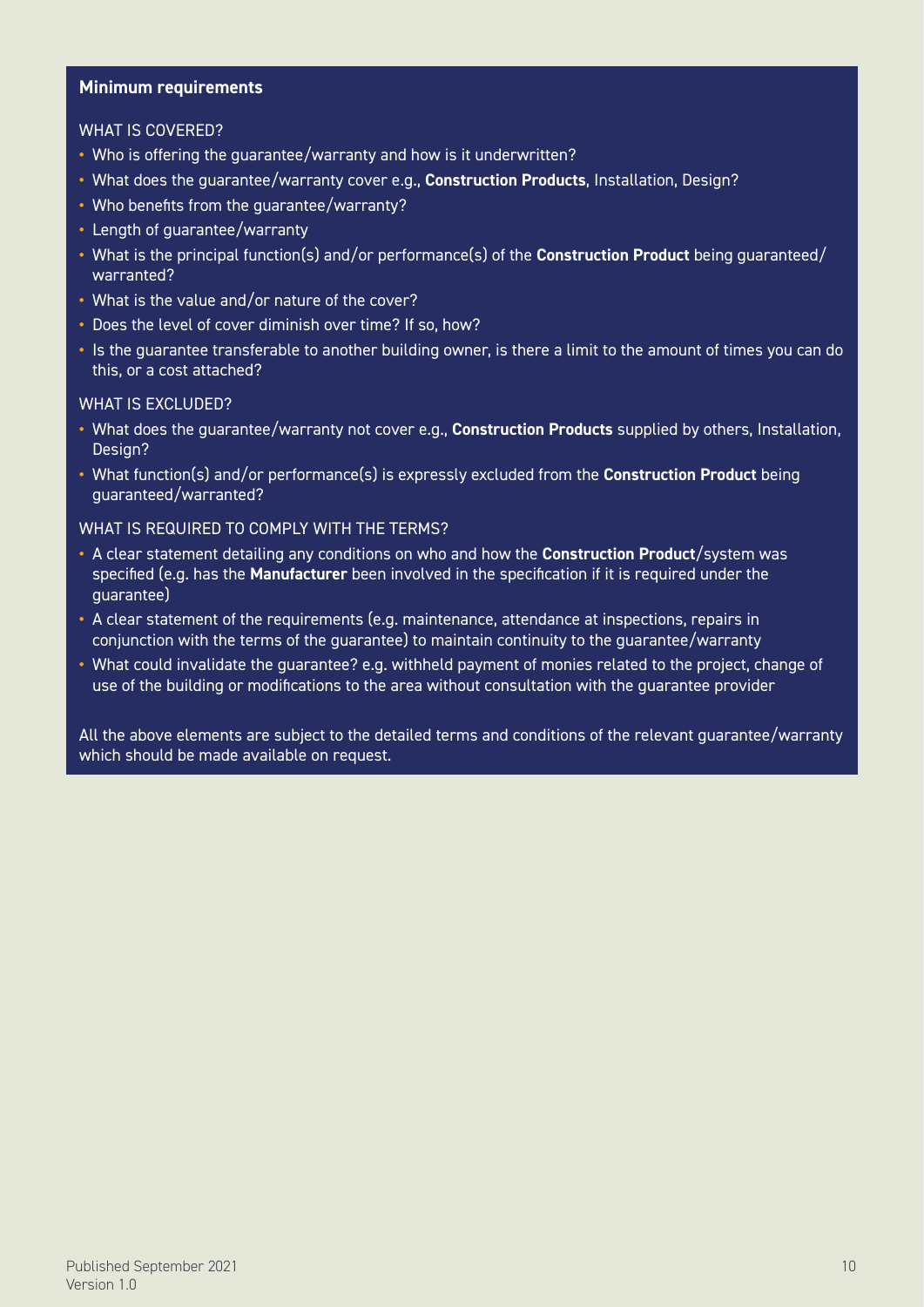## Minimum requirements

WHAT IS COVERED?

- Who is offering the guarantee/warranty and how is it underwritten?
- What does the guarantee/warranty cover e.g., **Construction Products**, Installation, Design?
- Who benefits from the guarantee/warranty?
- Length of guarantee/warranty
- What is the principal function(s) and/or performance(s) of the **Construction Product** being guaranteed/warranted?
- What is the value and/or nature of the cover?
- Does the level of cover diminish over time? If so, how?
- Is the guarantee transferable to another building owner, is there a limit to the amount of times you can do this, or a cost attached?

WHAT IS EXCLUDED?

- What does the guarantee/warranty not cover e.g., **Construction Products** supplied by others, Installation, Design?
- What function(s) and/or performance(s) is expressly excluded from the **Construction Product** being guaranteed/warranted?

WHAT IS REQUIRED TO COMPLY WITH THE TERMS?

- A clear statement detailing any conditions on who and how the **Construction Product**/system was specified (e.g. has the **Manufacturer** been involved in the specification if it is required under the guarantee)
- A clear statement of the requirements (e.g. maintenance, attendance at inspections, repairs in conjunction with the terms of the guarantee) to maintain continuity to the guarantee/warranty
- What could invalidate the guarantee? e.g. withheld payment of monies related to the project, change of use of the building or modifications to the area without consultation with the guarantee provider

All the above elements are subject to the detailed terms and conditions of the relevant guarantee/warranty which should be made available on request.

Published September 2021
Version 1.0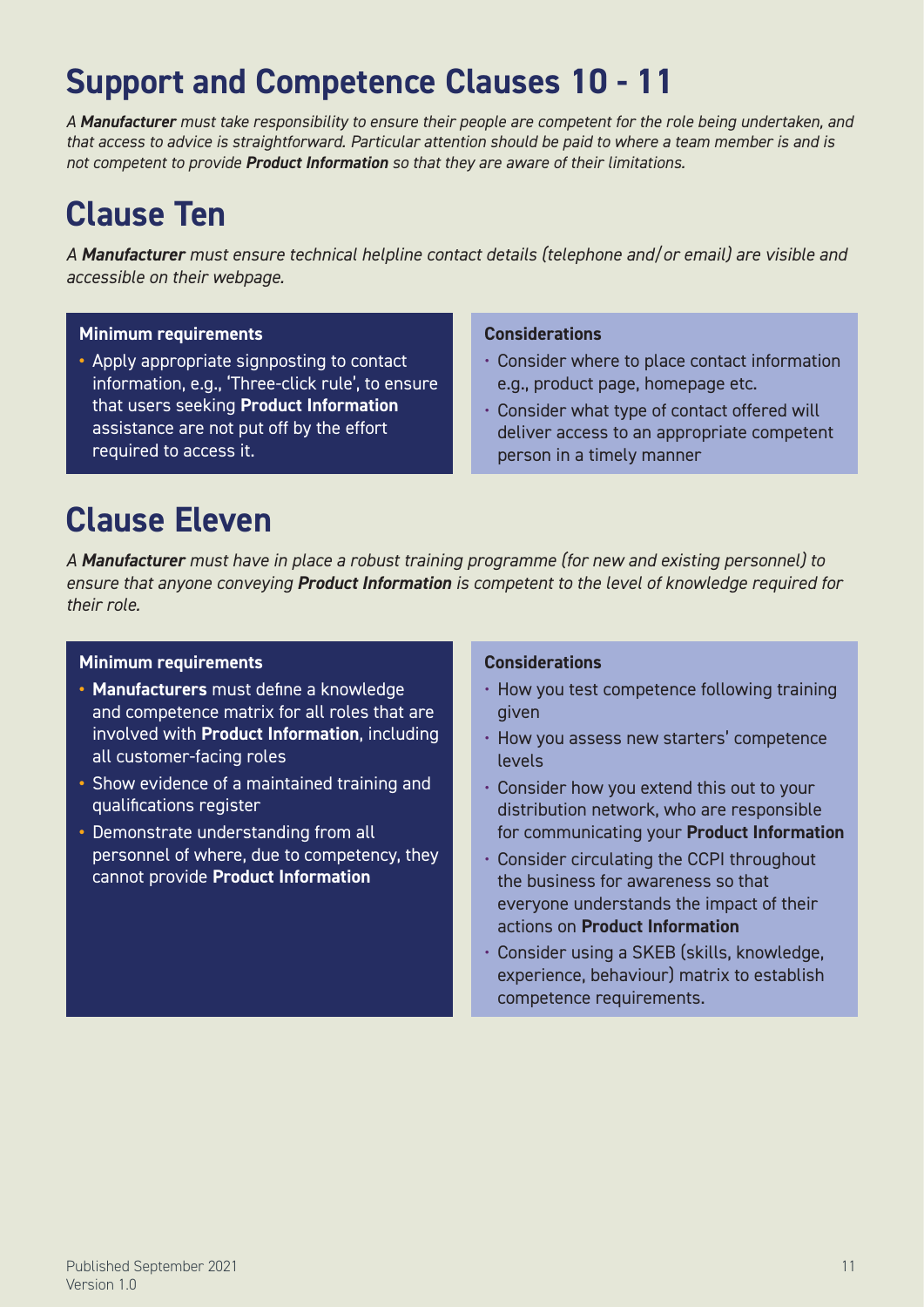# Support and Competence Clauses 10 - 11

*A **Manufacturer** must take responsibility to ensure their people are competent for the role being undertaken, and that access to advice is straightforward. Particular attention should be paid to where a team member is and is not competent to provide **Product Information** so that they are aware of their limitations.*

## Clause Ten

*A **Manufacturer** must ensure technical helpline contact details (telephone and/or email) are visible and accessible on their webpage.*

**Minimum requirements**

- Apply appropriate signposting to contact information, e.g., 'Three-click rule', to ensure that users seeking **Product Information** assistance are not put off by the effort required to access it.

**Considerations**

- Consider where to place contact information e.g., product page, homepage etc.
- Consider what type of contact offered will deliver access to an appropriate competent person in a timely manner

## Clause Eleven

*A **Manufacturer** must have in place a robust training programme (for new and existing personnel) to ensure that anyone conveying **Product Information** is competent to the level of knowledge required for their role.*

**Minimum requirements**

- **Manufacturers** must define a knowledge and competence matrix for all roles that are involved with **Product Information**, including all customer-facing roles
- Show evidence of a maintained training and qualifications register
- Demonstrate understanding from all personnel of where, due to competency, they cannot provide **Product Information**

**Considerations**

- How you test competence following training given
- How you assess new starters' competence levels
- Consider how you extend this out to your distribution network, who are responsible for communicating your **Product Information**
- Consider circulating the CCPI throughout the business for awareness so that everyone understands the impact of their actions on **Product Information**
- Consider using a SKEB (skills, knowledge, experience, behaviour) matrix to establish competence requirements.

Published September 2021
Version 1.0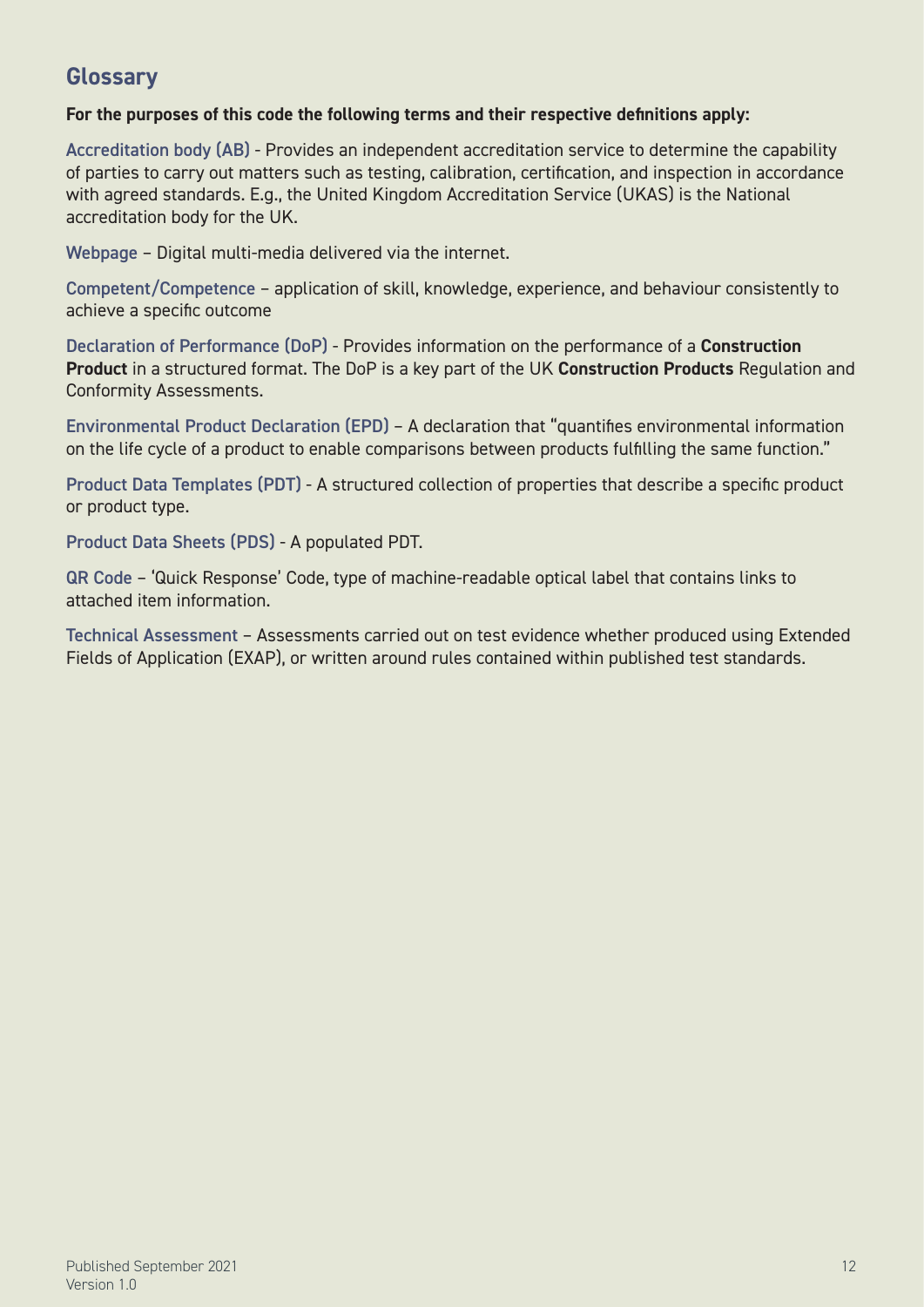## Glossary

**For the purposes of this code the following terms and their respective definitions apply:**

Accreditation body (AB) - Provides an independent accreditation service to determine the capability of parties to carry out matters such as testing, calibration, certification, and inspection in accordance with agreed standards. E.g., the United Kingdom Accreditation Service (UKAS) is the National accreditation body for the UK.

Webpage – Digital multi-media delivered via the internet.

Competent/Competence – application of skill, knowledge, experience, and behaviour consistently to achieve a specific outcome

Declaration of Performance (DoP) - Provides information on the performance of a **Construction Product** in a structured format. The DoP is a key part of the UK **Construction Products** Regulation and Conformity Assessments.

Environmental Product Declaration (EPD) – A declaration that "quantifies environmental information on the life cycle of a product to enable comparisons between products fulfilling the same function."

Product Data Templates (PDT) - A structured collection of properties that describe a specific product or product type.

Product Data Sheets (PDS) - A populated PDT.

QR Code – 'Quick Response' Code, type of machine-readable optical label that contains links to attached item information.

Technical Assessment – Assessments carried out on test evidence whether produced using Extended Fields of Application (EXAP), or written around rules contained within published test standards.

Published September 2021
Version 1.0